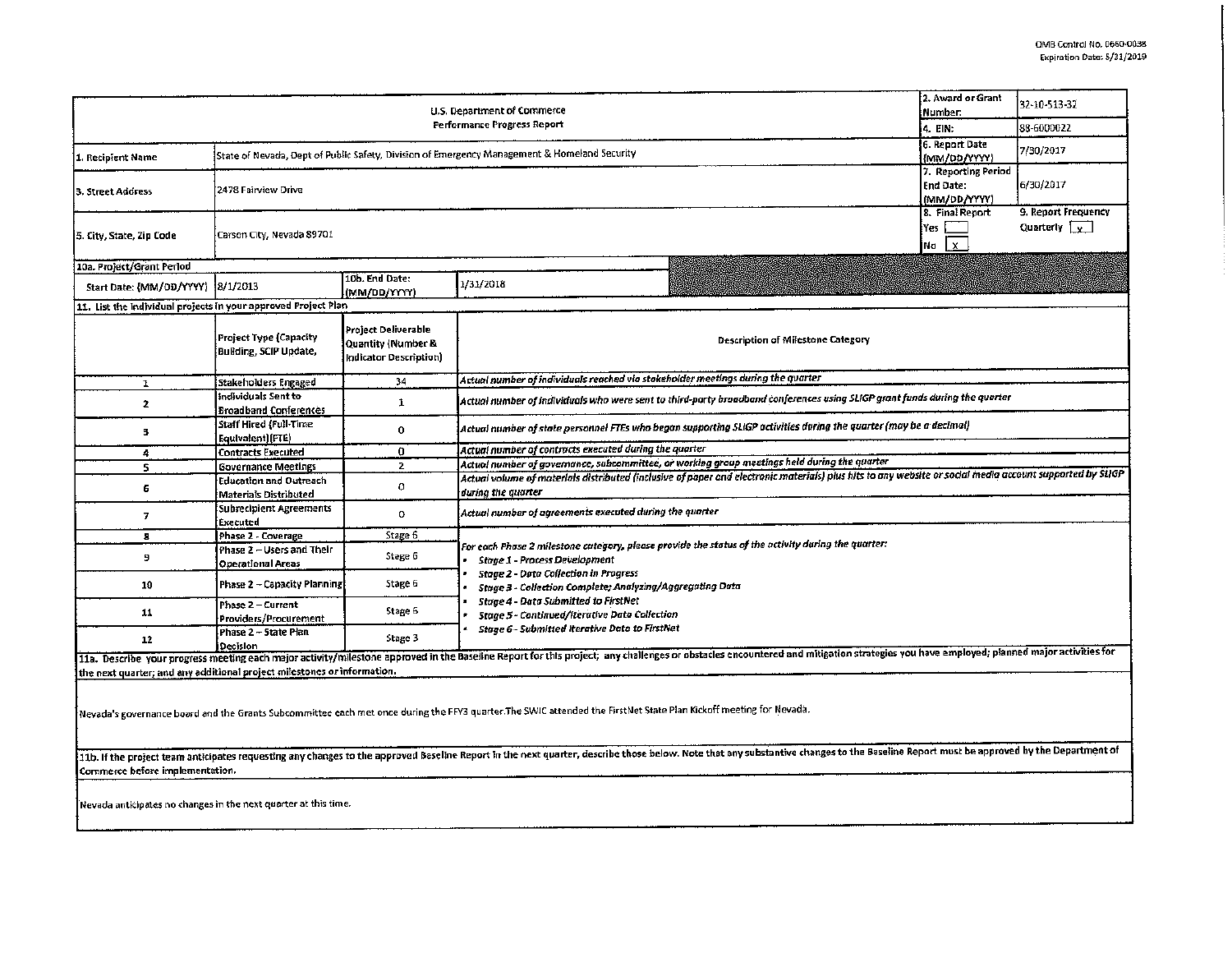OMB Control No. 0660-0038
Expiration Date: 5/31/2019

| U.S. Department of Commerce Performance Progress Report | | | | 2. Award or Grant Number: | 32-10-S13-32 |
|---|---|---|---|---|---|
| | | | | 4. EIN: | 88-6000022 |
| 1. Recipient Name | State of Nevada, Dept of Public Safety, Division of Emergency Management & Homeland Security | | | 6. Report Date (MM/DD/YYYY) | 7/30/2017 |
| 3. Street Address | 2478 Fairview Drive | | | 7. Reporting Period End Date: (MM/DD/YYYY) | 6/30/2017 |
| 5. City, State, Zip Code | Carson City, Nevada 89701 | | | 8. Final Report Yes [ ] No [X] | 9. Report Frequency Quarterly [X] |
| 10a. Project/Grant Period | | | | | |
| Start Date: (MM/DD/YYYY) | 8/1/2013 | 10b. End Date: (MM/DD/YYYY) | 1/31/2018 | | |

**11. List the individual projects in your approved Project Plan**

| | Project Type (Capacity Building, SCIP Update, | Project Deliverable Quantity (Number & Indicator Description) | Description of Milestone Category |
|---|---|---|---|
| 1 | Stakeholders Engaged | 34 | *Actual number of individuals reached via stakeholder meetings during the quarter* |
| 2 | Individuals Sent to Broadband Conferences | 1 | *Actual number of individuals who were sent to third-party broadband conferences using SLIGP grant funds during the quarter* |
| 3 | Staff Hired (Full-Time Equivalent)(FTE) | 0 | *Actual number of state personnel FTEs who began supporting SLIGP activities during the quarter (may be a decimal)* |
| 4 | Contracts Executed | 0 | *Actual number of contracts executed during the quarter* |
| 5 | Governance Meetings | 2 | *Actual number of governance, subcommittee, or working group meetings held during the quarter* |
| 6 | Education and Outreach Materials Distributed | 0 | *Actual volume of materials distributed (inclusive of paper and electronic materials) plus hits to any website or social media account supported by SLIGP during the quarter* |
| 7 | Subrecipient Agreements Executed | 0 | *Actual number of agreements executed during the quarter* |
| 8 | Phase 2 - Coverage | Stage 6 | *For each Phase 2 milestone category, please provide the status of the activity during the quarter:* <br>• *Stage 1 - Process Development* <br>• *Stage 2 - Data Collection in Progress* <br>• *Stage 3 - Collection Complete; Analyzing/Aggregating Data* <br>• *Stage 4 - Data Submitted to FirstNet* <br>• *Stage 5 - Continued/Iterative Data Collection* <br>• *Stage 6 - Submitted Iterative Data to FirstNet* |
| 9 | Phase 2 – Users and Their Operational Areas | Stage 6 | |
| 10 | Phase 2 – Capacity Planning | Stage 6 | |
| 11 | Phase 2 – Current Providers/Procurement | Stage 6 | |
| 12 | Phase 2 – State Plan Decision | Stage 3 | |

**11a. Describe your progress meeting each major activity/milestone approved in the Baseline Report for this project; any challenges or obstacles encountered and mitigation strategies you have employed; planned major activities for the next quarter; and any additional project milestones or information.**

Nevada's governance board and the Grants Subcommittee each met once during the FFY3 quarter.The SWIC attended the FirstNet State Plan Kickoff meeting for Nevada.

**11b. If the project team anticipates requesting any changes to the approved Baseline Report in the next quarter, describe those below. Note that any substantive changes to the Baseline Report must be approved by the Department of Commerce before implementation.**

Nevada anticipates no changes in the next quarter at this time.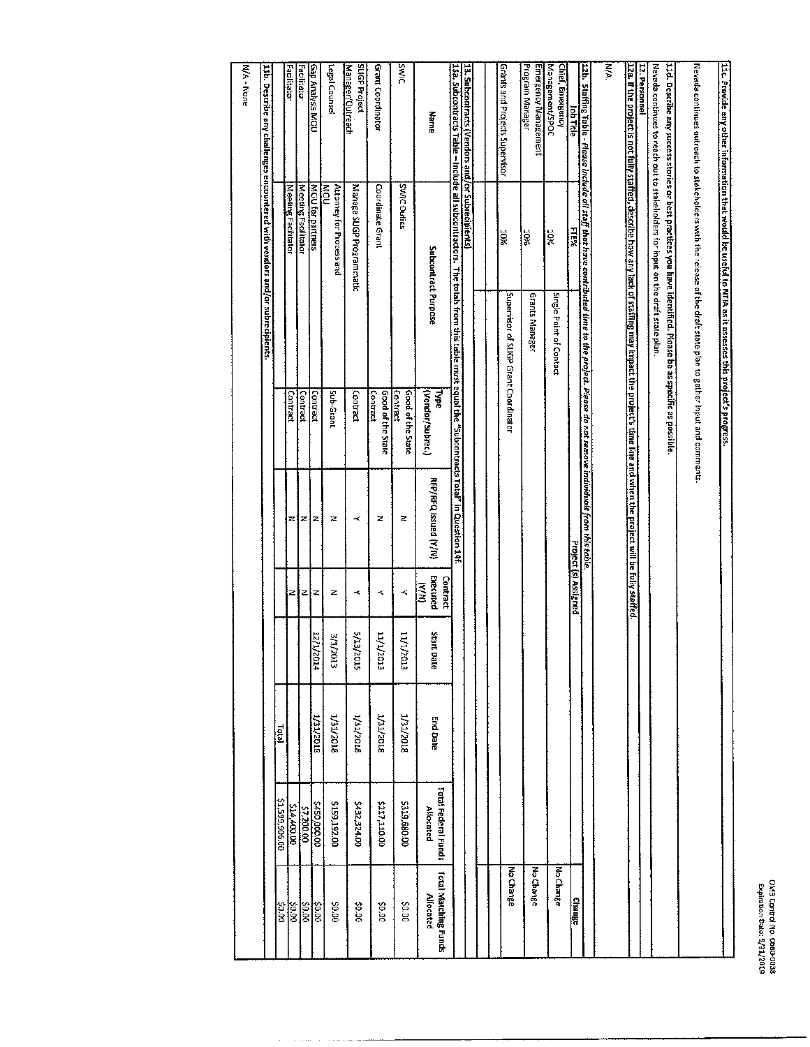OMB Control No. 0660-0038
Expiration Date: 5/31/2019

**11c. Provide any other information that would be useful to NTIA as it assesses this project's progress.**

Nevada continues outreach to stakeholders with the release of the draft state plan to gather input and comments.

**11d. Describe any success stories or best practices you have identified. Please be as specific as possible.**

Nevada continues to reach out to stakeholders for input on the draft state plan.

**12. Personnel**

**12a. If the project is not fully staffed, describe how any lack of staffing may impact the project's time line and when the project will be fully staffed.**

N/A.

**12b. Staffing Table - *Please include all staff that have contributed time to the project. Please do not remove individuals from this table.***

| Job Title | FTE% | Project (s) Assigned | Change |
|---|---|---|---|
| Chief, Emergency Management/SPOC | 10% | Single Point of Contact | No Change |
| Emergency Management Program Manager | 10% | Grants Manager | No Change |
| Grants and Projects Supervisor | 10% | Supervisor of SLIGP Grant Coordinator | No Change |
| | | | |

**13. Subcontracts (Vendors and/or Subrecipients)**

**13a. Subcontracts Table – Include all subcontractors. The totals from this table must equal the "Subcontracts Total" in Question 14f.**

| Name | Subcontract Purpose | Type (Vendor/Subrec.) | RFP/RFQ Issued (Y/N) | Contract Executed (Y/N) | Start Date | End Date | Total Federal Funds Allocated | Total Matching Funds Allocated |
|---|---|---|---|---|---|---|---|---|
| SWIC | SWIC Duties | Good of the State Contract | N | Y | 11/1/2013 | 1/31/2018 | $319,680.00 | $0.00 |
| Grant Coordinator | Coordinate Grant | Good of the State Contract | N | Y | 11/1/2013 | 1/31/2018 | $217,110.00 | $0.00 |
| SLIGP Project Manager/Outreach | Manage SLIGP Programmatic | Contract | Y | Y | 5/13/2015 | 1/31/2018 | $432,324.00 | $0.00 |
| Legal Counsel | Attorney for Process and MOU | Sub-Grant | N | N | 3/1/2013 | 1/31/2018 | $159,192.00 | $0.00 |
| Gap Analysis MOU | MOU for partners | Contract | N | N | 12/1/2014 | 1/31/2018 | $450,000.00 | $0.00 |
| Facilitator | Meeting Facilitator | Contract | N | N | | | $7,200.00 | $0.00 |
| Facilitator | Meeting Facilitator | Contract | N | N | | | $14,400.00 | $0.00 |
| | | | | | | Total | $1,599,906.00 | $0.00 |

**13b. Describe any challenges encountered with vendors and/or subrecipients.**

N/A - None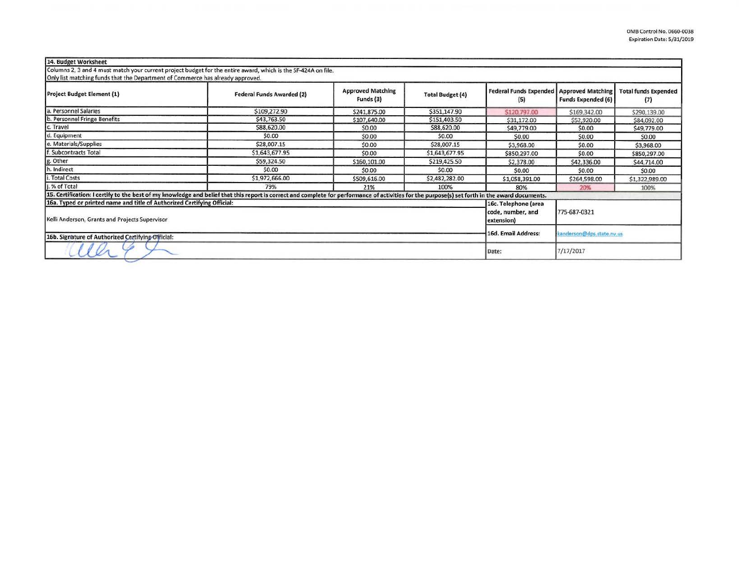OMB Control No. 0660-0038
Expiration Date: 5/31/2019

**14. Budget Worksheet**

Columns 2, 3 and 4 must match your current project budget for the entire award, which is the SF-424A on file.
Only list matching funds that the Department of Commerce has already approved.

| Project Budget Element (1) | Federal Funds Awarded (2) | Approved Matching Funds (3) | Total Budget (4) | Federal Funds Expended (5) | Approved Matching Funds Expended (6) | Total funds Expended (7) |
|---|---|---|---|---|---|---|
| a. Personnel Salaries | $109,272.90 | $241,875.00 | $351,147.90 | $120,797.00 | $169,342.00 | $290,139.00 |
| b. Personnel Fringe Benefits | $43,763.50 | $107,640.00 | $151,403.50 | $31,172.00 | $52,920.00 | $84,092.00 |
| c. Travel | $88,620.00 | $0.00 | $88,620.00 | $49,779.00 | $0.00 | $49,779.00 |
| d. Equipment | $0.00 | $0.00 | $0.00 | $0.00 | $0.00 | $0.00 |
| e. Materials/Supplies | $28,007.15 | $0.00 | $28,007.15 | $3,968.00 | $0.00 | $3,968.00 |
| f. Subcontracts Total | $1,643,677.95 | $0.00 | $1,643,677.95 | $850,297.00 | $0.00 | $850,297.00 |
| g. Other | $59,324.50 | $160,101.00 | $219,425.50 | $2,378.00 | $42,336.00 | $44,714.00 |
| h. Indirect | $0.00 | $0.00 | $0.00 | $0.00 | $0.00 | $0.00 |
| i. Total Costs | $1,972,666.00 | $509,616.00 | $2,482,282.00 | $1,058,391.00 | $264,598.00 | $1,322,989.00 |
| j. % of Total | 79% | 21% | 100% | 80% | 20% | 100% |

**15. Certification: I certify to the best of my knowledge and belief that this report is correct and complete for performance of activities for the purpose(s) set forth in the award documents.**

| | |
|---|---|
| **16a. Typed or printed name and title of Authorized Certifying Official:** Kelli Anderson, Grants and Projects Supervisor | **16c. Telephone (area code, number, and extension)** 775-687-0321 |
| **16b. Signature of Authorized Certifying Official:** | **16d. Email Address:** kanderson@dps.state.nv.us |
| | **Date:** 7/17/2017 |